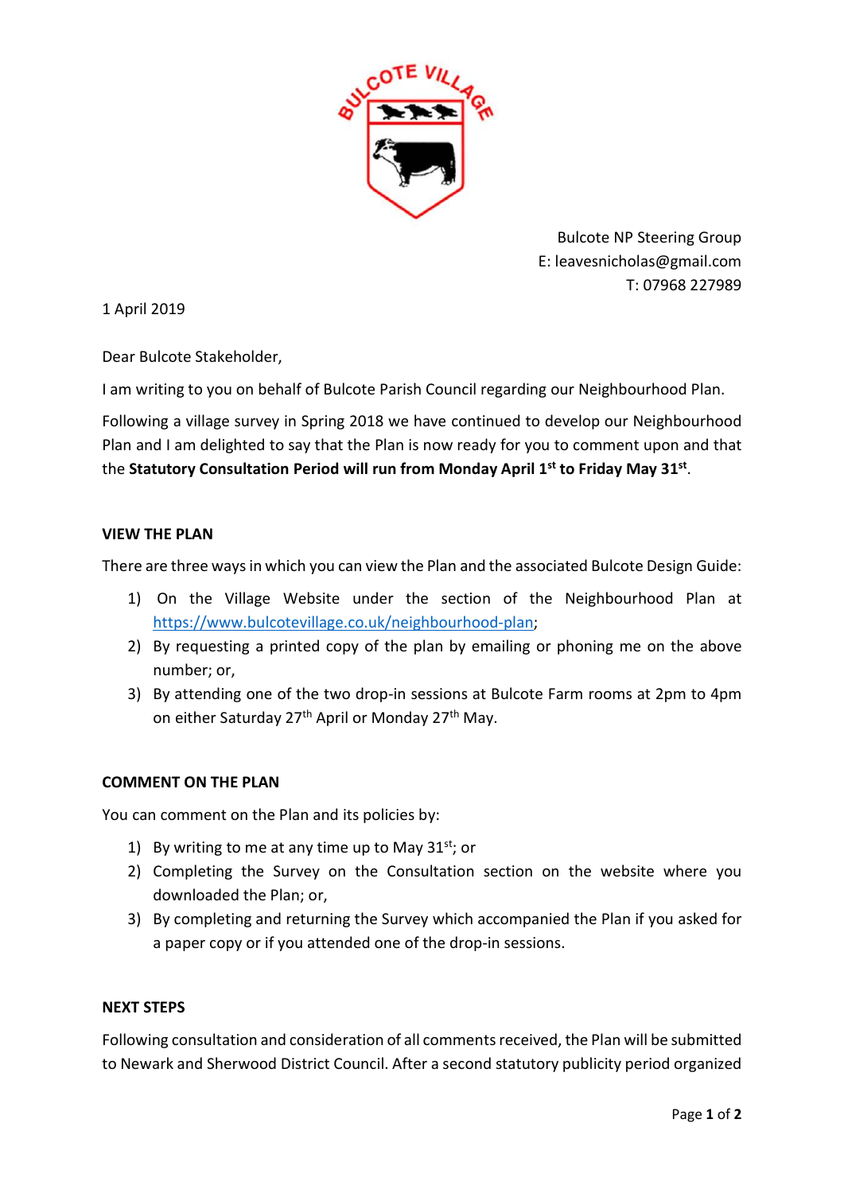Bulcote NP Steering Group
E: leavesnicholas@gmail.com
T: 07968 227989

1 April 2019

Dear Bulcote Stakeholder,

I am writing to you on behalf of Bulcote Parish Council regarding our Neighbourhood Plan.

Following a village survey in Spring 2018 we have continued to develop our Neighbourhood Plan and I am delighted to say that the Plan is now ready for you to comment upon and that the **Statutory Consultation Period will run from Monday April 1st to Friday May 31st**.

## VIEW THE PLAN

There are three ways in which you can view the Plan and the associated Bulcote Design Guide:

1) On the Village Website under the section of the Neighbourhood Plan at https://www.bulcotevillage.co.uk/neighbourhood-plan;
2) By requesting a printed copy of the plan by emailing or phoning me on the above number; or,
3) By attending one of the two drop-in sessions at Bulcote Farm rooms at 2pm to 4pm on either Saturday 27th April or Monday 27th May.

## COMMENT ON THE PLAN

You can comment on the Plan and its policies by:

1) By writing to me at any time up to May 31st; or
2) Completing the Survey on the Consultation section on the website where you downloaded the Plan; or,
3) By completing and returning the Survey which accompanied the Plan if you asked for a paper copy or if you attended one of the drop-in sessions.

## NEXT STEPS

Following consultation and consideration of all comments received, the Plan will be submitted to Newark and Sherwood District Council. After a second statutory publicity period organized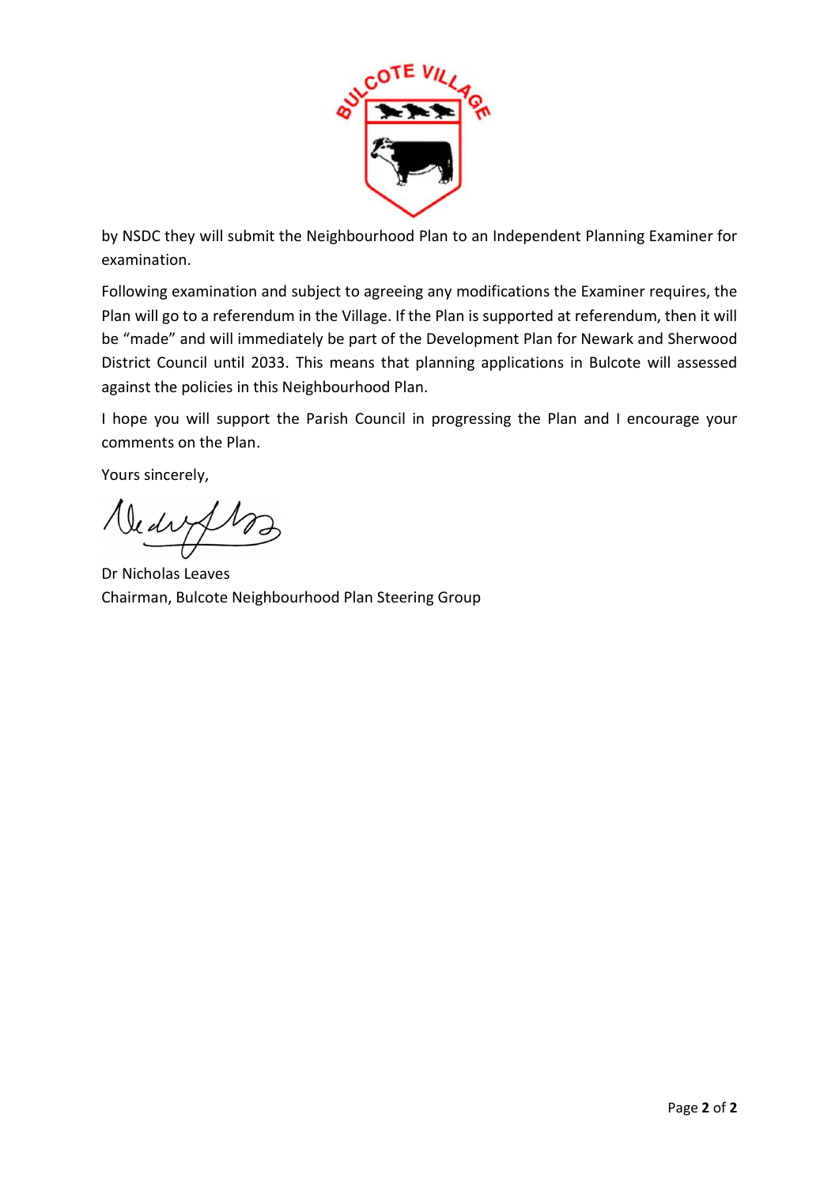by NSDC they will submit the Neighbourhood Plan to an Independent Planning Examiner for examination.

Following examination and subject to agreeing any modifications the Examiner requires, the Plan will go to a referendum in the Village. If the Plan is supported at referendum, then it will be "made" and will immediately be part of the Development Plan for Newark and Sherwood District Council until 2033. This means that planning applications in Bulcote will assessed against the policies in this Neighbourhood Plan.

I hope you will support the Parish Council in progressing the Plan and I encourage your comments on the Plan.

Yours sincerely,

Dr Nicholas Leaves
Chairman, Bulcote Neighbourhood Plan Steering Group